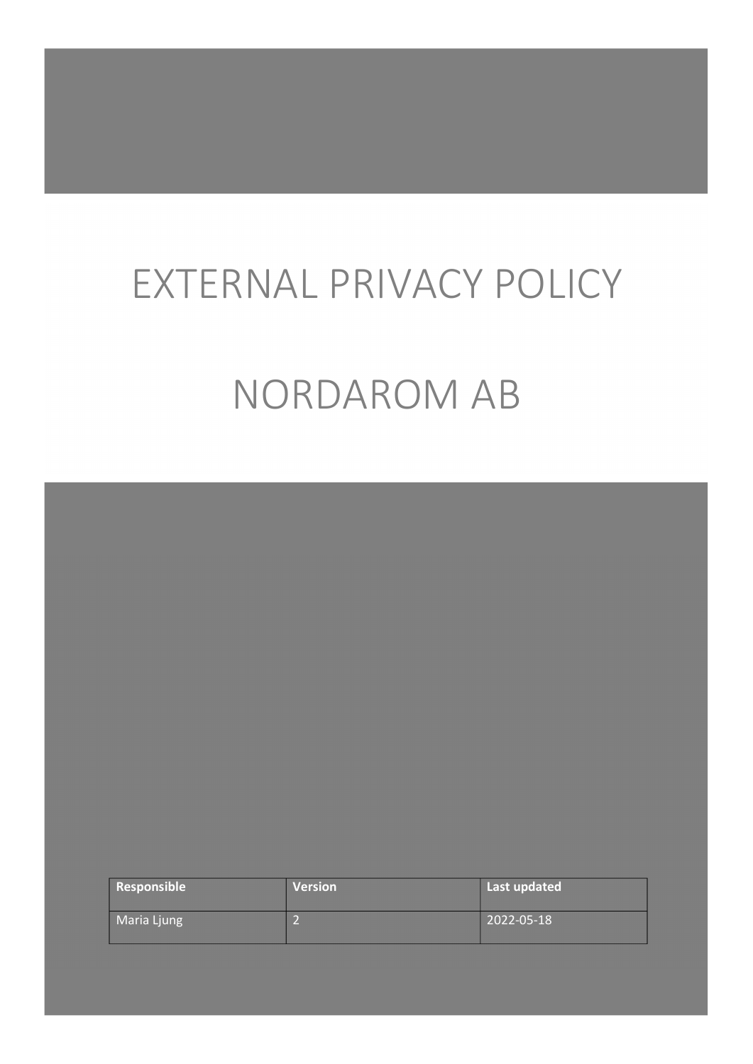# EXTERNAL PRIVACY POLICY

# NORDAROM AB

| Responsible | Version | Last updated |
| --- | --- | --- |
| Maria Ljung | 2 | 2022-05-18 |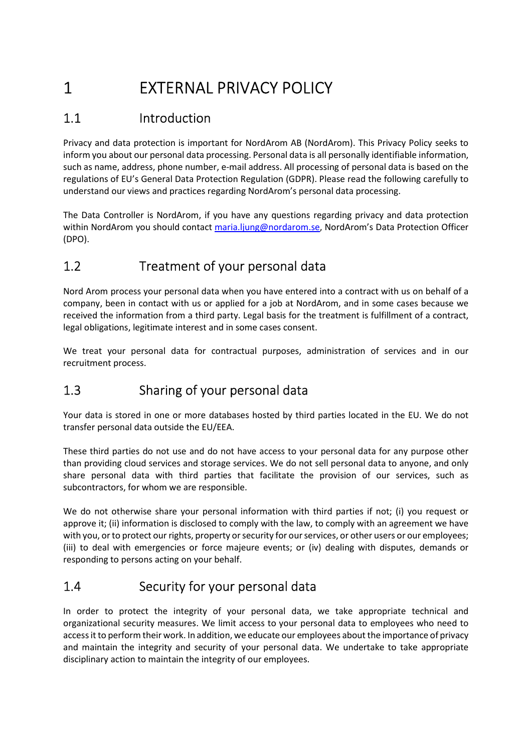# 1 EXTERNAL PRIVACY POLICY

## 1.1 Introduction

Privacy and data protection is important for NordArom AB (NordArom). This Privacy Policy seeks to inform you about our personal data processing. Personal data is all personally identifiable information, such as name, address, phone number, e-mail address. All processing of personal data is based on the regulations of EU's General Data Protection Regulation (GDPR). Please read the following carefully to understand our views and practices regarding NordArom's personal data processing.

The Data Controller is NordArom, if you have any questions regarding privacy and data protection within NordArom you should contact [maria.ljung@nordarom.se](mailto:maria.ljung@nordarom.se), NordArom's Data Protection Officer (DPO).

## 1.2 Treatment of your personal data

Nord Arom process your personal data when you have entered into a contract with us on behalf of a company, been in contact with us or applied for a job at NordArom, and in some cases because we received the information from a third party. Legal basis for the treatment is fulfillment of a contract, legal obligations, legitimate interest and in some cases consent.

We treat your personal data for contractual purposes, administration of services and in our recruitment process.

## 1.3 Sharing of your personal data

Your data is stored in one or more databases hosted by third parties located in the EU. We do not transfer personal data outside the EU/EEA.

These third parties do not use and do not have access to your personal data for any purpose other than providing cloud services and storage services. We do not sell personal data to anyone, and only share personal data with third parties that facilitate the provision of our services, such as subcontractors, for whom we are responsible.

We do not otherwise share your personal information with third parties if not; (i) you request or approve it; (ii) information is disclosed to comply with the law, to comply with an agreement we have with you, or to protect our rights, property or security for our services, or other users or our employees; (iii) to deal with emergencies or force majeure events; or (iv) dealing with disputes, demands or responding to persons acting on your behalf.

## 1.4 Security for your personal data

In order to protect the integrity of your personal data, we take appropriate technical and organizational security measures. We limit access to your personal data to employees who need to access it to perform their work. In addition, we educate our employees about the importance of privacy and maintain the integrity and security of your personal data. We undertake to take appropriate disciplinary action to maintain the integrity of our employees.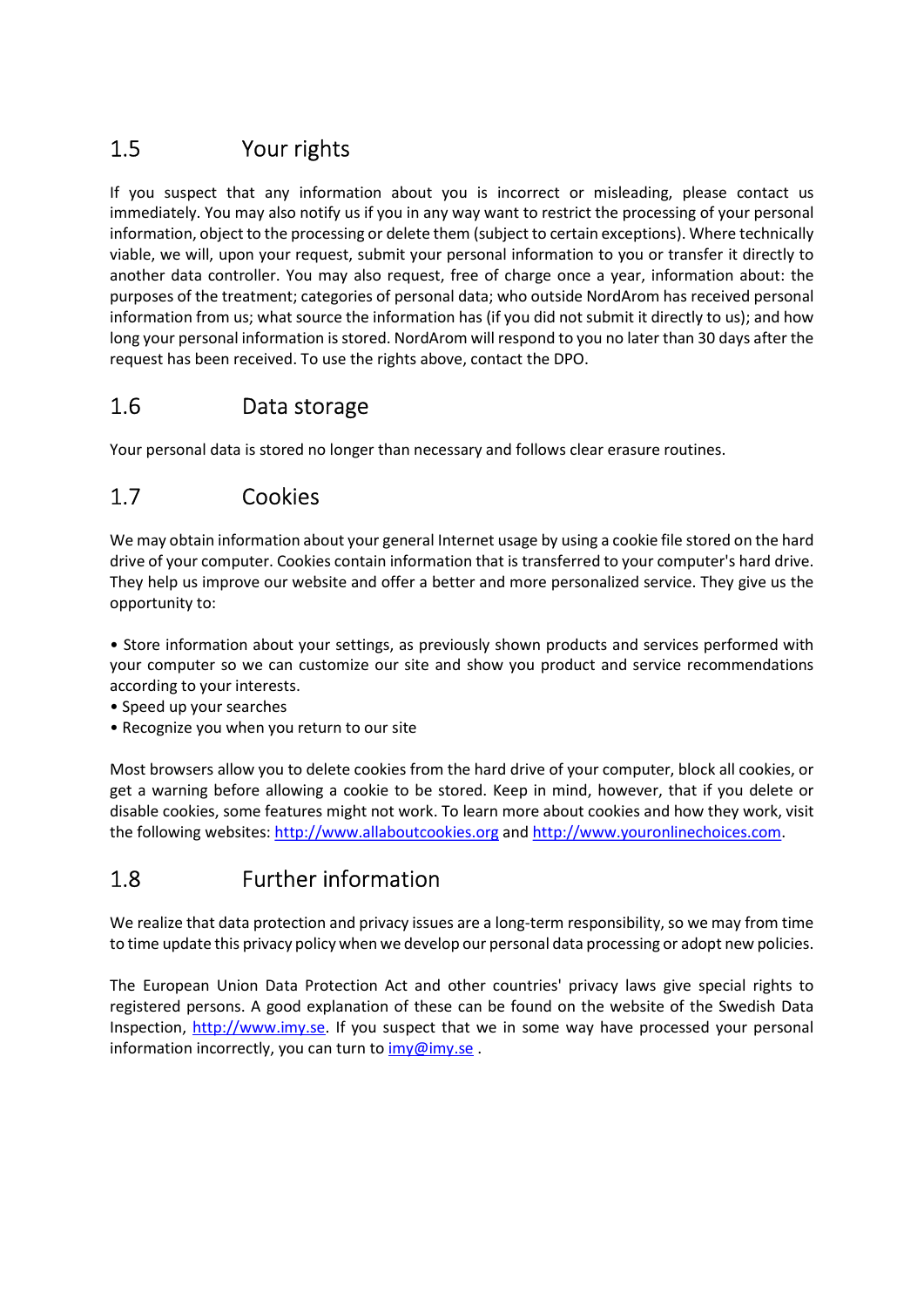## 1.5 Your rights

If you suspect that any information about you is incorrect or misleading, please contact us immediately. You may also notify us if you in any way want to restrict the processing of your personal information, object to the processing or delete them (subject to certain exceptions). Where technically viable, we will, upon your request, submit your personal information to you or transfer it directly to another data controller. You may also request, free of charge once a year, information about: the purposes of the treatment; categories of personal data; who outside NordArom has received personal information from us; what source the information has (if you did not submit it directly to us); and how long your personal information is stored. NordArom will respond to you no later than 30 days after the request has been received. To use the rights above, contact the DPO.

## 1.6 Data storage

Your personal data is stored no longer than necessary and follows clear erasure routines.

## 1.7 Cookies

We may obtain information about your general Internet usage by using a cookie file stored on the hard drive of your computer. Cookies contain information that is transferred to your computer's hard drive. They help us improve our website and offer a better and more personalized service. They give us the opportunity to:

- Store information about your settings, as previously shown products and services performed with your computer so we can customize our site and show you product and service recommendations according to your interests.
- Speed up your searches
- Recognize you when you return to our site

Most browsers allow you to delete cookies from the hard drive of your computer, block all cookies, or get a warning before allowing a cookie to be stored. Keep in mind, however, that if you delete or disable cookies, some features might not work. To learn more about cookies and how they work, visit the following websites: [http://www.allaboutcookies.org](http://www.allaboutcookies.org) and [http://www.youronlinechoices.com](http://www.youronlinechoices.com).

## 1.8 Further information

We realize that data protection and privacy issues are a long-term responsibility, so we may from time to time update this privacy policy when we develop our personal data processing or adopt new policies.

The European Union Data Protection Act and other countries' privacy laws give special rights to registered persons. A good explanation of these can be found on the website of the Swedish Data Inspection, [http://www.imy.se](http://www.imy.se). If you suspect that we in some way have processed your personal information incorrectly, you can turn to [imy@imy.se](mailto:imy@imy.se) .